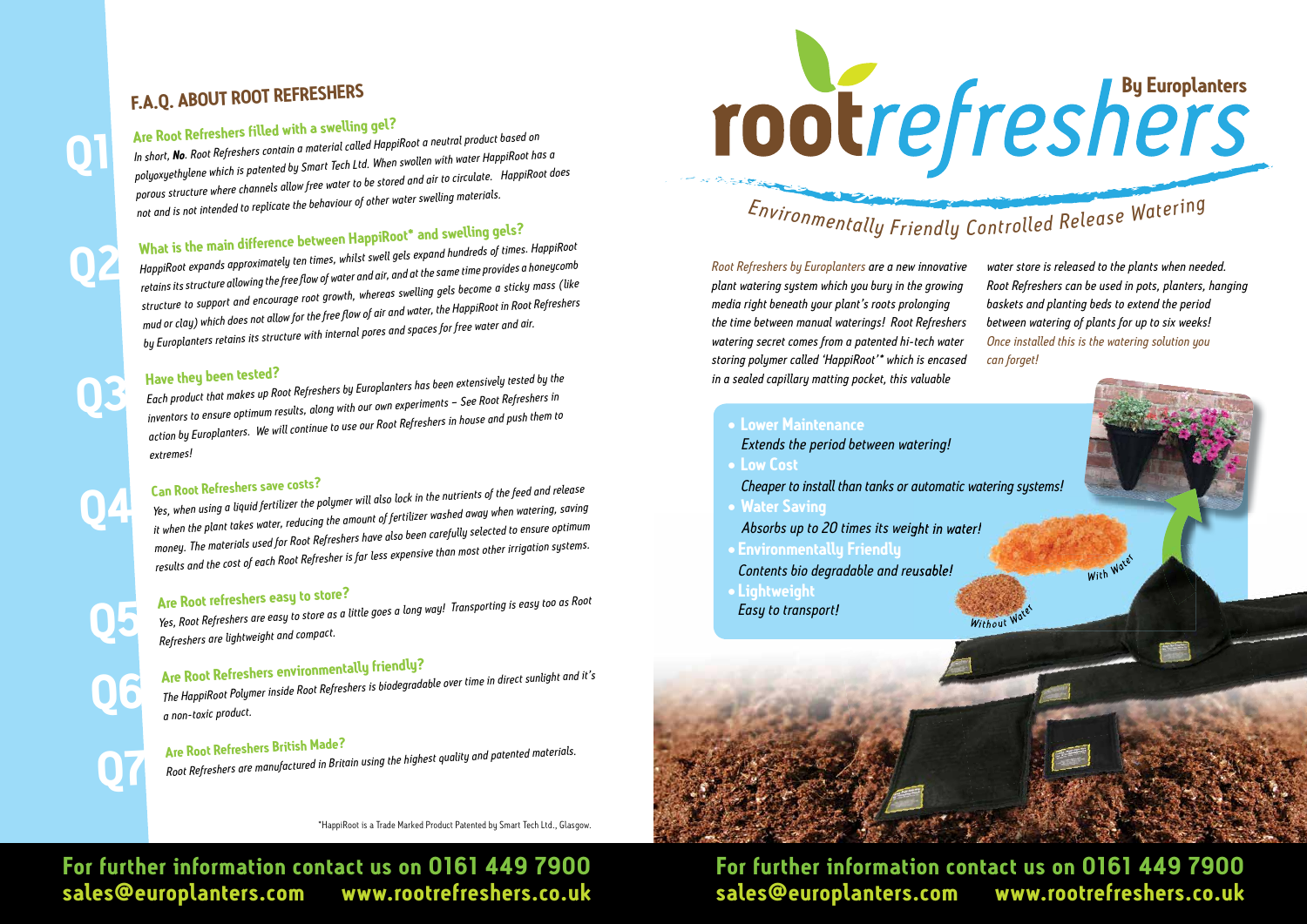## F.A.Q. ABOUT ROOT REFRESHERS

### Q1 Are Root Refreshers filled with a swelling gel?

*In short, **No**. Root Refreshers contain a material called HappiRoot a neutral product based on polyoxyethylene which is patented by Smart Tech Ltd. When swollen with water HappiRoot has a porous structure where channels allow free water to be stored and air to circulate. HappiRoot does not and is not intended to replicate the behaviour of other water swelling materials.*

### Q2 What is the main difference between HappiRoot* and swelling gels?

*HappiRoot expands approximately ten times, whilst swell gels expand hundreds of times. HappiRoot retains its structure allowing the free flow of water and air, and at the same time provides a honeycomb structure to support and encourage root growth, whereas swelling gels become a sticky mass (like mud or clay) which does not allow for the free flow of air and water, the HappiRoot in Root Refreshers by Europlanters retains its structure with internal pores and spaces for free water and air.*

### Q3 Have they been tested?

*Each product that makes up Root Refreshers by Europlanters has been extensively tested by the inventors to ensure optimum results, along with our own experiments – See Root Refreshers in action by Europlanters. We will continue to use our Root Refreshers in house and push them to extremes!*

### Q4 Can Root Refreshers save costs?

*Yes, when using a liquid fertilizer the polymer will also lock in the nutrients of the feed and release it when the plant takes water, reducing the amount of fertilizer washed away when watering, saving money. The materials used for Root Refreshers have also been carefully selected to ensure optimum results and the cost of each Root Refresher is far less expensive than most other irrigation systems.*

### Q5 Are Root refreshers easy to store?

*Yes, Root Refreshers are easy to store as a little goes a long way! Transporting is easy too as Root Refreshers are lightweight and compact.*

### Q6 Are Root Refreshers environmentally friendly?

*The HappiRoot Polymer inside Root Refreshers is biodegradable over time in direct sunlight and it's a non-toxic product.*

### Q7 Are Root Refreshers British Made?

*Root Refreshers are manufactured in Britain using the highest quality and patented materials.*

*HappiRoot is a Trade Marked Product Patented by Smart Tech Ltd., Glasgow.

**For further information contact us on 0161 449 7900**
**sales@europlanters.com www.rootrefreshers.co.uk**

# rootrefreshers By Europlanters

## Environmentally Friendly Controlled Release Watering

*Root Refreshers by Europlanters are a new innovative plant watering system which you bury in the growing media right beneath your plant's roots prolonging the time between manual waterings! Root Refreshers watering secret comes from a patented hi-tech water storing polymer called 'HappiRoot'* which is encased in a sealed capillary matting pocket, this valuable water store is released to the plants when needed. Root Refreshers can be used in pots, planters, hanging baskets and planting beds to extend the period between watering of plants for up to six weeks! Once installed this is the watering solution you can forget!*

- **Lower Maintenance**
  *Extends the period between watering!*
- **Low Cost**
  *Cheaper to install than tanks or automatic watering systems!*
- **Water Saving**
  *Absorbs up to 20 times its weight in water!*
- **Environmentally Friendly**
  *Contents bio degradable and reusable!*
- **Lightweight**
  *Easy to transport!*

With Water

Without Water

**For further information contact us on 0161 449 7900**
**sales@europlanters.com www.rootrefreshers.co.uk**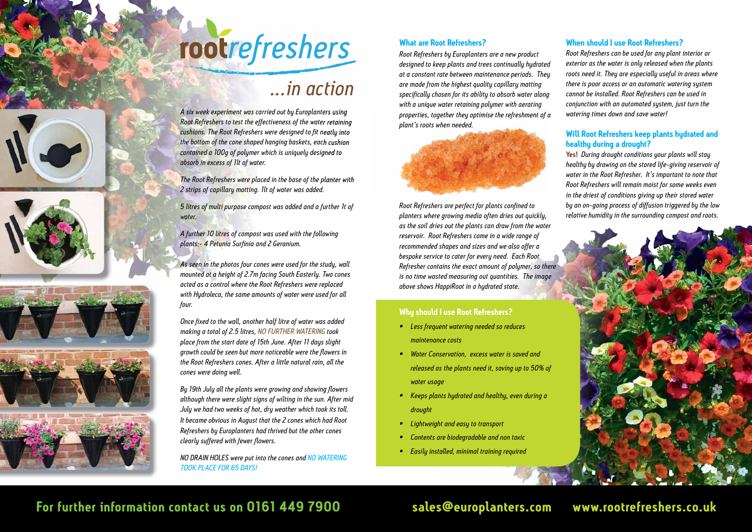# rootrefreshers

## ...in action

*A six week experiment was carried out by Europlanters using Root Refreshers to test the effectiveness of the water retaining cushions. The Root Refreshers were designed to fit neatly into the bottom of the cone shaped hanging baskets, each cushion contained a 100g of polymer which is uniquely designed to absorb in excess of 1lt of water.*

*The Root Refreshers were placed in the base of the planter with 2 strips of capillary matting. 1lt of water was added.*

*5 litres of multi purpose compost was added and a further 1t of water.*

*A further 10 litres of compost was used with the following plants:- 4 Petunia Surfinia and 2 Geranium.*

*As seen in the photos four cones were used for the study, wall mounted at a height of 2.7m facing South Easterly. Two cones acted as a control where the Root Refreshers were replaced with Hydroleca, the same amounts of water were used for all four.*

*Once fixed to the wall, another half litre of water was added making a total of 2.5 litres, NO FURTHER WATERING took place from the start date of 15th June. After 11 days slight growth could be seen but more noticeable were the flowers in the Root Refreshers cones. After a little natural rain, all the cones were doing well.*

*By 19th July all the plants were growing and showing flowers although there were slight signs of wilting in the sun. After mid July we had two weeks of hot, dry weather which took its toll. It became obvious in August that the 2 cones which had Root Refreshers by Europlanters had thrived but the other cones clearly suffered with fewer flowers.*

*NO DRAIN HOLES were put into the cones and NO WATERING TOOK PLACE FOR 65 DAYS!*

### What are Root Refreshers?

*Root Refreshers by Europlanters are a new product designed to keep plants and trees continually hydrated at a constant rate between maintenance periods. They are made from the highest quality capillary matting specifically chosen for its ability to absorb water along with a unique water retaining polymer with aerating properties, together they optimise the refreshment of a plant's roots when needed.*

*Root Refreshers are perfect for plants confined to planters where growing media often dries out quickly, as the soil dries out the plants can draw from the water reservoir. Root Refreshers come in a wide range of recommended shapes and sizes and we also offer a bespoke service to cater for every need. Each Root Refresher contains the exact amount of polymer, so there is no time wasted measuring out quantities. The image above shows HappiRoot in a hydrated state.*

### Why should I use Root Refreshers?

- *Less frequent watering needed so reduces maintenance costs*
- *Water Conservation, excess water is saved and released as the plants need it, saving up to 50% of water usage*
- *Keeps plants hydrated and healthy, even during a drought*
- *Lightweight and easy to transport*
- *Contents are biodegradable and non toxic*
- *Easily installed, minimal training required*

### When should I use Root Refreshers?

*Root Refreshers can be used for any plant interior or exterior as the water is only released when the plants roots need it. They are especially useful in areas where there is poor access or an automatic watering system cannot be installed. Root Refreshers can be used in conjunction with an automated system, just turn the watering times down and save water!*

### Will Root Refreshers keep plants hydrated and healthy during a drought?

**Yes!** *During drought conditions your plants will stay healthy by drawing on the stored life-giving reservoir of water in the Root Refresher. It's important to note that Root Refreshers will remain moist for some weeks even in the driest of conditions giving up their stored water by an on-going process of diffusion triggered by the low relative humidity in the surrounding compost and roots.*

**For further information contact us on 0161 449 7900** **sales@europlanters.com** **www.rootrefreshers.co.uk**